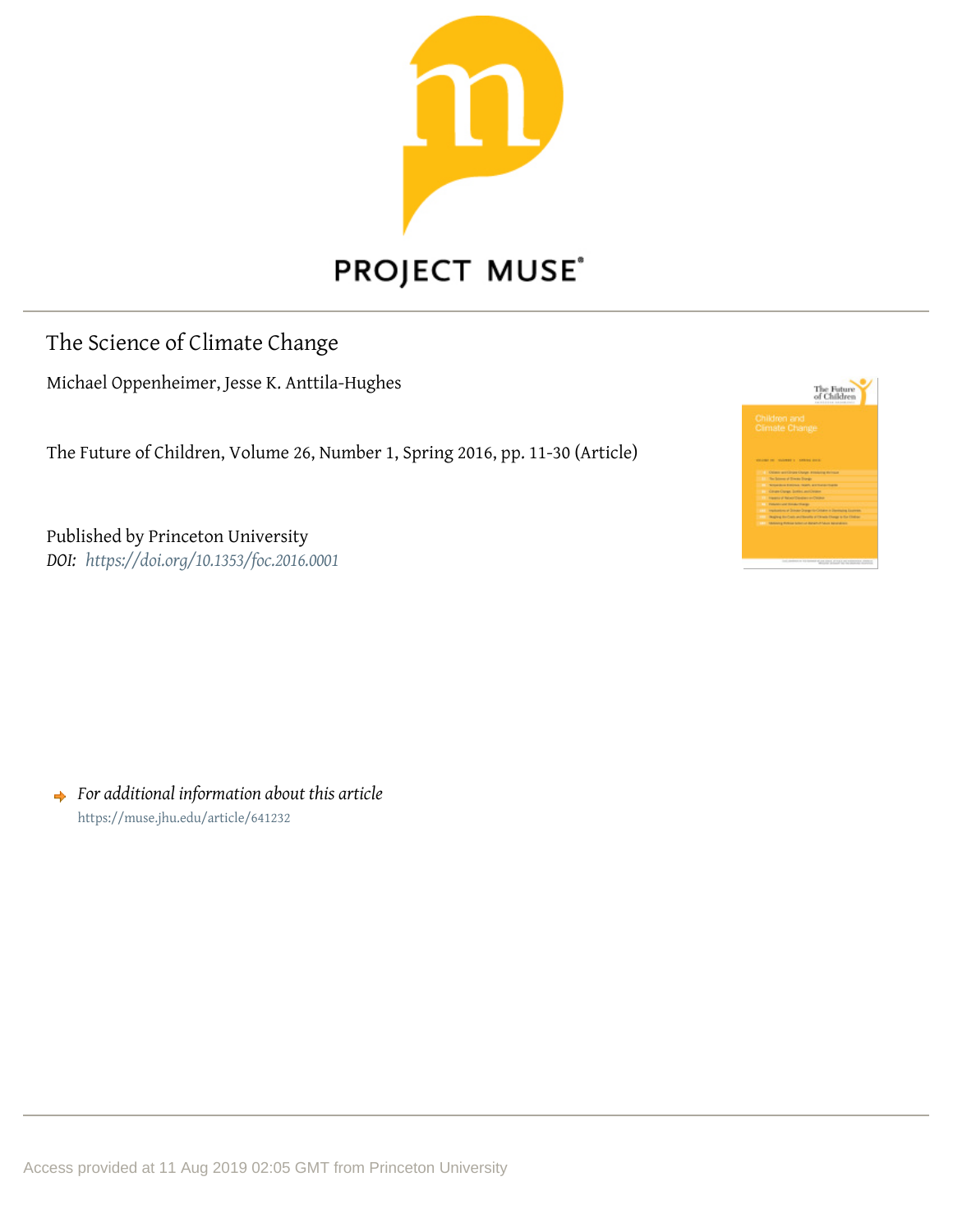PROJECT MUSE®

# The Science of Climate Change

Michael Oppenheimer, Jesse K. Anttila-Hughes

The Future of Children, Volume 26, Number 1, Spring 2016, pp. 11-30 (Article)

Published by Princeton University
*DOI:* *https://doi.org/10.1353/foc.2016.0001*

*For additional information about this article*
https://muse.jhu.edu/article/641232

Access provided at 11 Aug 2019 02:05 GMT from Princeton University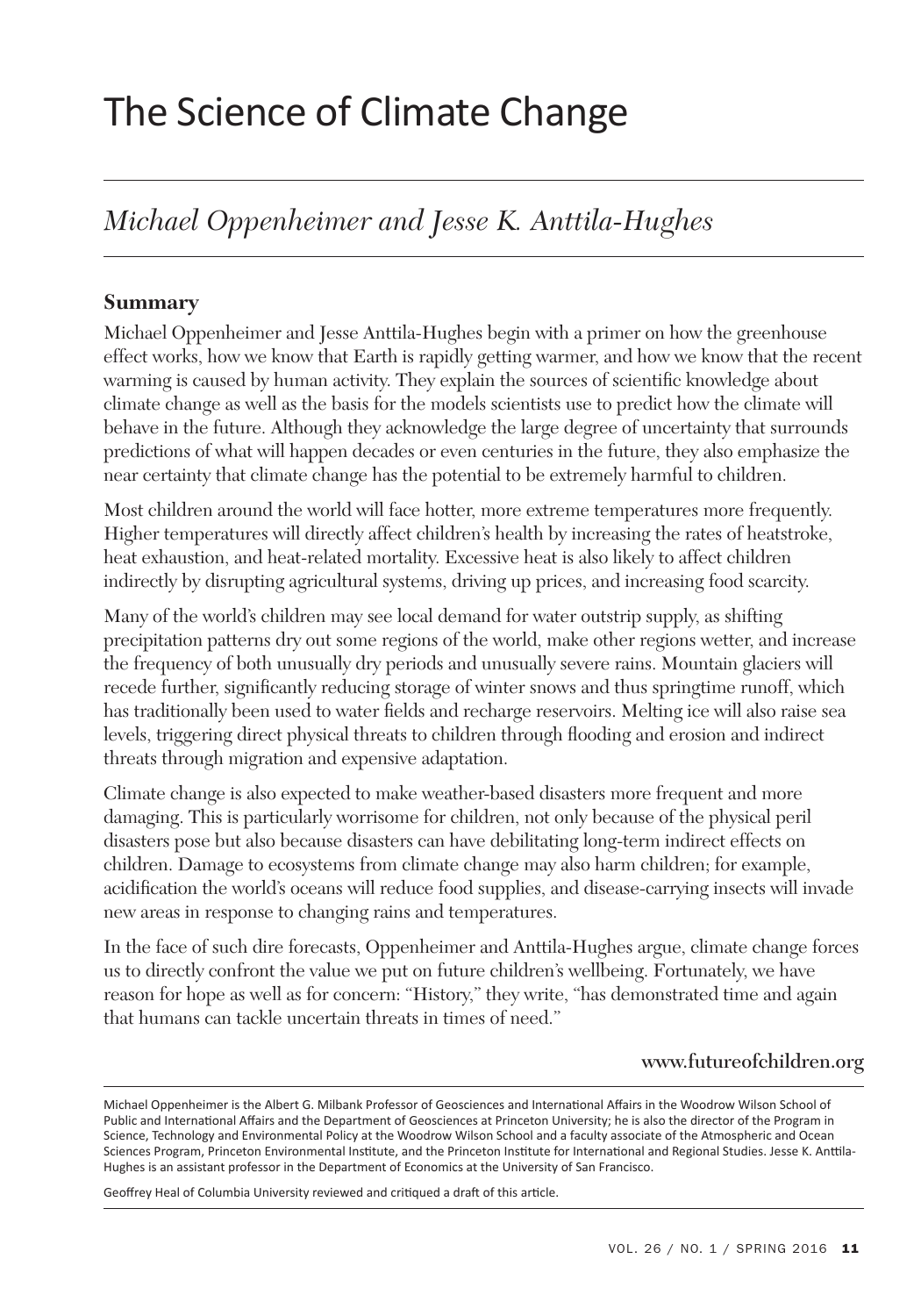# The Science of Climate Change

## *Michael Oppenheimer and Jesse K. Anttila-Hughes*

### Summary

Michael Oppenheimer and Jesse Anttila-Hughes begin with a primer on how the greenhouse effect works, how we know that Earth is rapidly getting warmer, and how we know that the recent warming is caused by human activity. They explain the sources of scientific knowledge about climate change as well as the basis for the models scientists use to predict how the climate will behave in the future. Although they acknowledge the large degree of uncertainty that surrounds predictions of what will happen decades or even centuries in the future, they also emphasize the near certainty that climate change has the potential to be extremely harmful to children.

Most children around the world will face hotter, more extreme temperatures more frequently. Higher temperatures will directly affect children's health by increasing the rates of heatstroke, heat exhaustion, and heat-related mortality. Excessive heat is also likely to affect children indirectly by disrupting agricultural systems, driving up prices, and increasing food scarcity.

Many of the world's children may see local demand for water outstrip supply, as shifting precipitation patterns dry out some regions of the world, make other regions wetter, and increase the frequency of both unusually dry periods and unusually severe rains. Mountain glaciers will recede further, significantly reducing storage of winter snows and thus springtime runoff, which has traditionally been used to water fields and recharge reservoirs. Melting ice will also raise sea levels, triggering direct physical threats to children through flooding and erosion and indirect threats through migration and expensive adaptation.

Climate change is also expected to make weather-based disasters more frequent and more damaging. This is particularly worrisome for children, not only because of the physical peril disasters pose but also because disasters can have debilitating long-term indirect effects on children. Damage to ecosystems from climate change may also harm children; for example, acidification the world's oceans will reduce food supplies, and disease-carrying insects will invade new areas in response to changing rains and temperatures.

In the face of such dire forecasts, Oppenheimer and Anttila-Hughes argue, climate change forces us to directly confront the value we put on future children's wellbeing. Fortunately, we have reason for hope as well as for concern: "History," they write, "has demonstrated time and again that humans can tackle uncertain threats in times of need."

www.futureofchildren.org

Michael Oppenheimer is the Albert G. Milbank Professor of Geosciences and International Affairs in the Woodrow Wilson School of Public and International Affairs and the Department of Geosciences at Princeton University; he is also the director of the Program in Science, Technology and Environmental Policy at the Woodrow Wilson School and a faculty associate of the Atmospheric and Ocean Sciences Program, Princeton Environmental Institute, and the Princeton Institute for International and Regional Studies. Jesse K. Anttila-Hughes is an assistant professor in the Department of Economics at the University of San Francisco.

Geoffrey Heal of Columbia University reviewed and critiqued a draft of this article.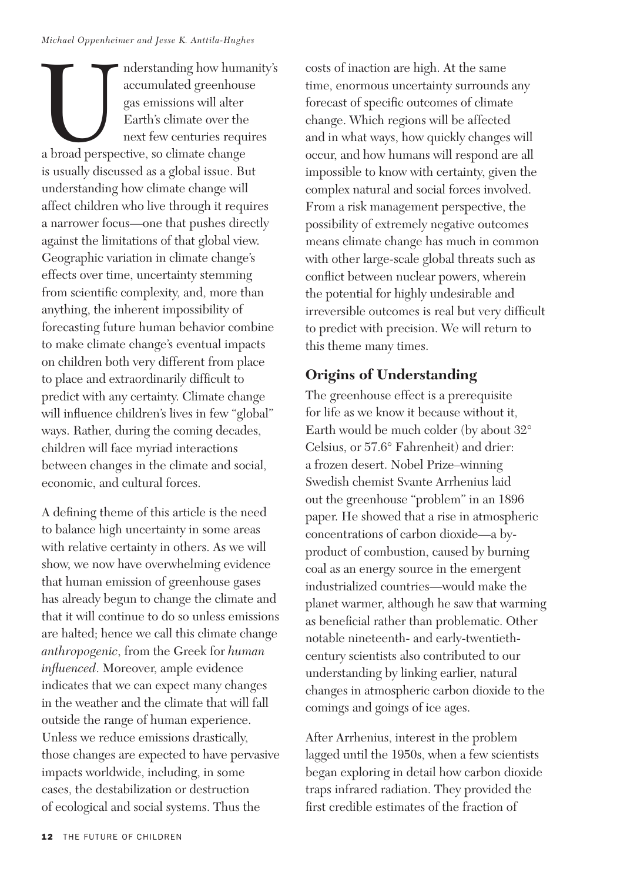Understanding how humanity's accumulated greenhouse gas emissions will alter Earth's climate over the next few centuries requires a broad perspective, so climate change is usually discussed as a global issue. But understanding how climate change will affect children who live through it requires a narrower focus—one that pushes directly against the limitations of that global view. Geographic variation in climate change's effects over time, uncertainty stemming from scientific complexity, and, more than anything, the inherent impossibility of forecasting future human behavior combine to make climate change's eventual impacts on children both very different from place to place and extraordinarily difficult to predict with any certainty. Climate change will influence children's lives in few "global" ways. Rather, during the coming decades, children will face myriad interactions between changes in the climate and social, economic, and cultural forces.

A defining theme of this article is the need to balance high uncertainty in some areas with relative certainty in others. As we will show, we now have overwhelming evidence that human emission of greenhouse gases has already begun to change the climate and that it will continue to do so unless emissions are halted; hence we call this climate change *anthropogenic*, from the Greek for *human influenced*. Moreover, ample evidence indicates that we can expect many changes in the weather and the climate that will fall outside the range of human experience. Unless we reduce emissions drastically, those changes are expected to have pervasive impacts worldwide, including, in some cases, the destabilization or destruction of ecological and social systems. Thus the costs of inaction are high. At the same time, enormous uncertainty surrounds any forecast of specific outcomes of climate change. Which regions will be affected and in what ways, how quickly changes will occur, and how humans will respond are all impossible to know with certainty, given the complex natural and social forces involved. From a risk management perspective, the possibility of extremely negative outcomes means climate change has much in common with other large-scale global threats such as conflict between nuclear powers, wherein the potential for highly undesirable and irreversible outcomes is real but very difficult to predict with precision. We will return to this theme many times.

## Origins of Understanding

The greenhouse effect is a prerequisite for life as we know it because without it, Earth would be much colder (by about 32° Celsius, or 57.6° Fahrenheit) and drier: a frozen desert. Nobel Prize–winning Swedish chemist Svante Arrhenius laid out the greenhouse "problem" in an 1896 paper. He showed that a rise in atmospheric concentrations of carbon dioxide—a by-product of combustion, caused by burning coal as an energy source in the emergent industrialized countries—would make the planet warmer, although he saw that warming as beneficial rather than problematic. Other notable nineteenth- and early-twentieth-century scientists also contributed to our understanding by linking earlier, natural changes in atmospheric carbon dioxide to the comings and goings of ice ages.

After Arrhenius, interest in the problem lagged until the 1950s, when a few scientists began exploring in detail how carbon dioxide traps infrared radiation. They provided the first credible estimates of the fraction of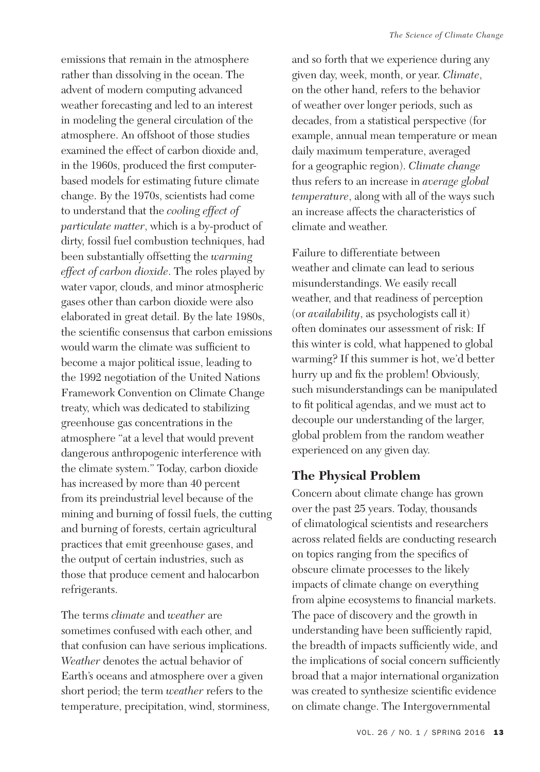emissions that remain in the atmosphere rather than dissolving in the ocean. The advent of modern computing advanced weather forecasting and led to an interest in modeling the general circulation of the atmosphere. An offshoot of those studies examined the effect of carbon dioxide and, in the 1960s, produced the first computer-based models for estimating future climate change. By the 1970s, scientists had come to understand that the *cooling effect of particulate matter*, which is a by-product of dirty, fossil fuel combustion techniques, had been substantially offsetting the *warming effect of carbon dioxide*. The roles played by water vapor, clouds, and minor atmospheric gases other than carbon dioxide were also elaborated in great detail. By the late 1980s, the scientific consensus that carbon emissions would warm the climate was sufficient to become a major political issue, leading to the 1992 negotiation of the United Nations Framework Convention on Climate Change treaty, which was dedicated to stabilizing greenhouse gas concentrations in the atmosphere "at a level that would prevent dangerous anthropogenic interference with the climate system." Today, carbon dioxide has increased by more than 40 percent from its preindustrial level because of the mining and burning of fossil fuels, the cutting and burning of forests, certain agricultural practices that emit greenhouse gases, and the output of certain industries, such as those that produce cement and halocarbon refrigerants.

The terms *climate* and *weather* are sometimes confused with each other, and that confusion can have serious implications. *Weather* denotes the actual behavior of Earth's oceans and atmosphere over a given short period; the term *weather* refers to the temperature, precipitation, wind, storminess, and so forth that we experience during any given day, week, month, or year. *Climate*, on the other hand, refers to the behavior of weather over longer periods, such as decades, from a statistical perspective (for example, annual mean temperature or mean daily maximum temperature, averaged for a geographic region). *Climate change* thus refers to an increase in *average global temperature*, along with all of the ways such an increase affects the characteristics of climate and weather.

Failure to differentiate between weather and climate can lead to serious misunderstandings. We easily recall weather, and that readiness of perception (or *availability*, as psychologists call it) often dominates our assessment of risk: If this winter is cold, what happened to global warming? If this summer is hot, we'd better hurry up and fix the problem! Obviously, such misunderstandings can be manipulated to fit political agendas, and we must act to decouple our understanding of the larger, global problem from the random weather experienced on any given day.

## The Physical Problem

Concern about climate change has grown over the past 25 years. Today, thousands of climatological scientists and researchers across related fields are conducting research on topics ranging from the specifics of obscure climate processes to the likely impacts of climate change on everything from alpine ecosystems to financial markets. The pace of discovery and the growth in understanding have been sufficiently rapid, the breadth of impacts sufficiently wide, and the implications of social concern sufficiently broad that a major international organization was created to synthesize scientific evidence on climate change. The Intergovernmental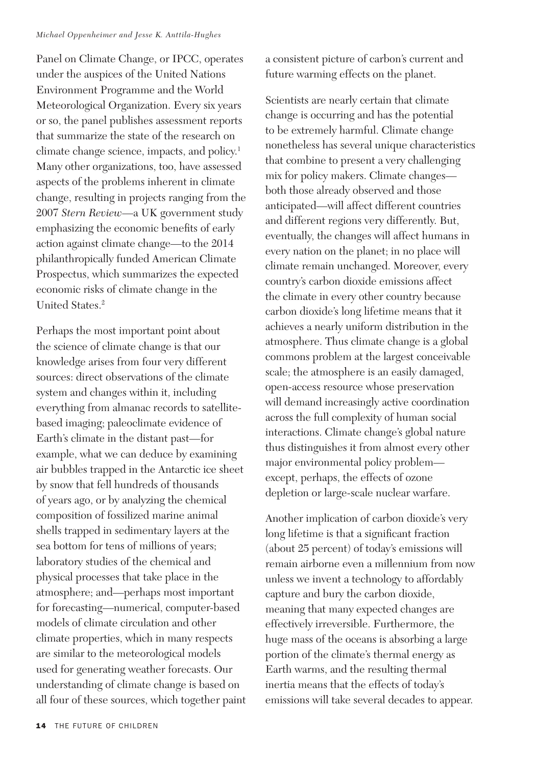Panel on Climate Change, or IPCC, operates under the auspices of the United Nations Environment Programme and the World Meteorological Organization. Every six years or so, the panel publishes assessment reports that summarize the state of the research on climate change science, impacts, and policy.[1] Many other organizations, too, have assessed aspects of the problems inherent in climate change, resulting in projects ranging from the 2007 *Stern Review*—a UK government study emphasizing the economic benefits of early action against climate change—to the 2014 philanthropically funded American Climate Prospectus, which summarizes the expected economic risks of climate change in the United States.[2]

Perhaps the most important point about the science of climate change is that our knowledge arises from four very different sources: direct observations of the climate system and changes within it, including everything from almanac records to satellite-based imaging; paleoclimate evidence of Earth's climate in the distant past—for example, what we can deduce by examining air bubbles trapped in the Antarctic ice sheet by snow that fell hundreds of thousands of years ago, or by analyzing the chemical composition of fossilized marine animal shells trapped in sedimentary layers at the sea bottom for tens of millions of years; laboratory studies of the chemical and physical processes that take place in the atmosphere; and—perhaps most important for forecasting—numerical, computer-based models of climate circulation and other climate properties, which in many respects are similar to the meteorological models used for generating weather forecasts. Our understanding of climate change is based on all four of these sources, which together paint a consistent picture of carbon's current and future warming effects on the planet.

Scientists are nearly certain that climate change is occurring and has the potential to be extremely harmful. Climate change nonetheless has several unique characteristics that combine to present a very challenging mix for policy makers. Climate changes—both those already observed and those anticipated—will affect different countries and different regions very differently. But, eventually, the changes will affect humans in every nation on the planet; in no place will climate remain unchanged. Moreover, every country's carbon dioxide emissions affect the climate in every other country because carbon dioxide's long lifetime means that it achieves a nearly uniform distribution in the atmosphere. Thus climate change is a global commons problem at the largest conceivable scale; the atmosphere is an easily damaged, open-access resource whose preservation will demand increasingly active coordination across the full complexity of human social interactions. Climate change's global nature thus distinguishes it from almost every other major environmental policy problem—except, perhaps, the effects of ozone depletion or large-scale nuclear warfare.

Another implication of carbon dioxide's very long lifetime is that a significant fraction (about 25 percent) of today's emissions will remain airborne even a millennium from now unless we invent a technology to affordably capture and bury the carbon dioxide, meaning that many expected changes are effectively irreversible. Furthermore, the huge mass of the oceans is absorbing a large portion of the climate's thermal energy as Earth warms, and the resulting thermal inertia means that the effects of today's emissions will take several decades to appear.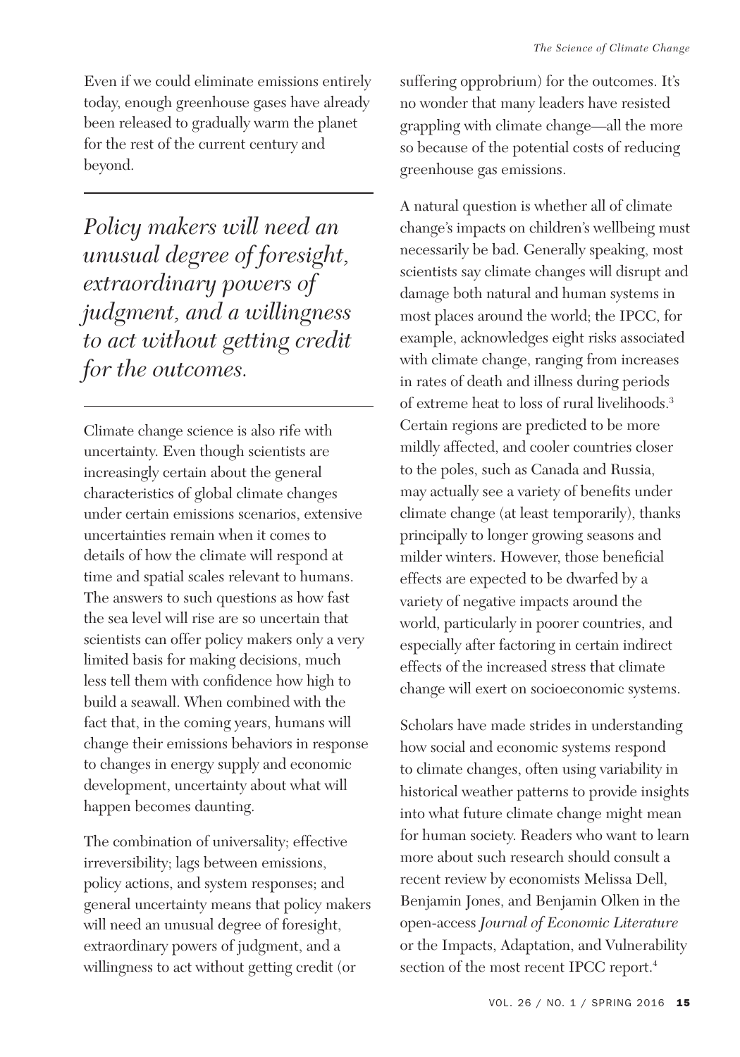Even if we could eliminate emissions entirely today, enough greenhouse gases have already been released to gradually warm the planet for the rest of the current century and beyond.

> *Policy makers will need an unusual degree of foresight, extraordinary powers of judgment, and a willingness to act without getting credit for the outcomes.*

Climate change science is also rife with uncertainty. Even though scientists are increasingly certain about the general characteristics of global climate changes under certain emissions scenarios, extensive uncertainties remain when it comes to details of how the climate will respond at time and spatial scales relevant to humans. The answers to such questions as how fast the sea level will rise are so uncertain that scientists can offer policy makers only a very limited basis for making decisions, much less tell them with confidence how high to build a seawall. When combined with the fact that, in the coming years, humans will change their emissions behaviors in response to changes in energy supply and economic development, uncertainty about what will happen becomes daunting.

The combination of universality; effective irreversibility; lags between emissions, policy actions, and system responses; and general uncertainty means that policy makers will need an unusual degree of foresight, extraordinary powers of judgment, and a willingness to act without getting credit (or suffering opprobrium) for the outcomes. It's no wonder that many leaders have resisted grappling with climate change—all the more so because of the potential costs of reducing greenhouse gas emissions.

A natural question is whether all of climate change's impacts on children's wellbeing must necessarily be bad. Generally speaking, most scientists say climate changes will disrupt and damage both natural and human systems in most places around the world; the IPCC, for example, acknowledges eight risks associated with climate change, ranging from increases in rates of death and illness during periods of extreme heat to loss of rural livelihoods.[3] Certain regions are predicted to be more mildly affected, and cooler countries closer to the poles, such as Canada and Russia, may actually see a variety of benefits under climate change (at least temporarily), thanks principally to longer growing seasons and milder winters. However, those beneficial effects are expected to be dwarfed by a variety of negative impacts around the world, particularly in poorer countries, and especially after factoring in certain indirect effects of the increased stress that climate change will exert on socioeconomic systems.

Scholars have made strides in understanding how social and economic systems respond to climate changes, often using variability in historical weather patterns to provide insights into what future climate change might mean for human society. Readers who want to learn more about such research should consult a recent review by economists Melissa Dell, Benjamin Jones, and Benjamin Olken in the open-access *Journal of Economic Literature* or the Impacts, Adaptation, and Vulnerability section of the most recent IPCC report.[4]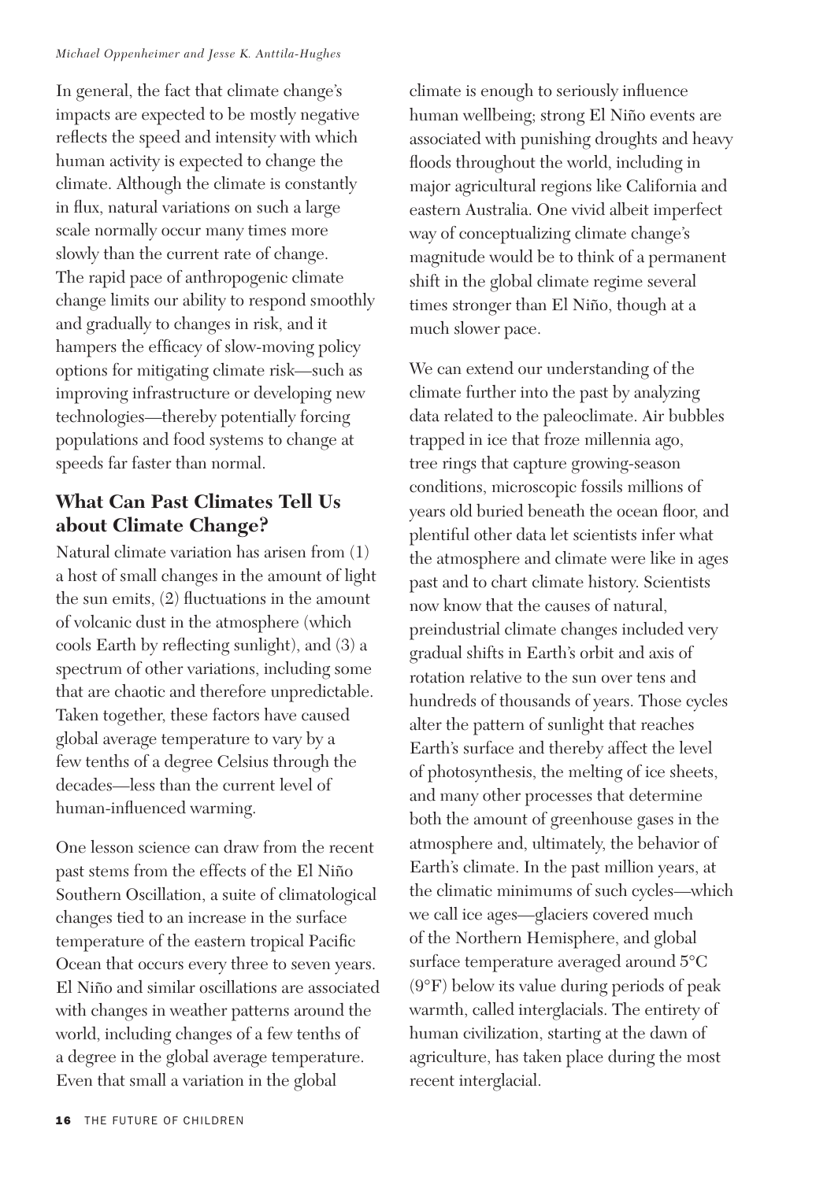In general, the fact that climate change's impacts are expected to be mostly negative reflects the speed and intensity with which human activity is expected to change the climate. Although the climate is constantly in flux, natural variations on such a large scale normally occur many times more slowly than the current rate of change. The rapid pace of anthropogenic climate change limits our ability to respond smoothly and gradually to changes in risk, and it hampers the efficacy of slow-moving policy options for mitigating climate risk—such as improving infrastructure or developing new technologies—thereby potentially forcing populations and food systems to change at speeds far faster than normal.

## What Can Past Climates Tell Us about Climate Change?

Natural climate variation has arisen from (1) a host of small changes in the amount of light the sun emits, (2) fluctuations in the amount of volcanic dust in the atmosphere (which cools Earth by reflecting sunlight), and (3) a spectrum of other variations, including some that are chaotic and therefore unpredictable. Taken together, these factors have caused global average temperature to vary by a few tenths of a degree Celsius through the decades—less than the current level of human-influenced warming.

One lesson science can draw from the recent past stems from the effects of the El Niño Southern Oscillation, a suite of climatological changes tied to an increase in the surface temperature of the eastern tropical Pacific Ocean that occurs every three to seven years. El Niño and similar oscillations are associated with changes in weather patterns around the world, including changes of a few tenths of a degree in the global average temperature. Even that small a variation in the global climate is enough to seriously influence human wellbeing; strong El Niño events are associated with punishing droughts and heavy floods throughout the world, including in major agricultural regions like California and eastern Australia. One vivid albeit imperfect way of conceptualizing climate change's magnitude would be to think of a permanent shift in the global climate regime several times stronger than El Niño, though at a much slower pace.

We can extend our understanding of the climate further into the past by analyzing data related to the paleoclimate. Air bubbles trapped in ice that froze millennia ago, tree rings that capture growing-season conditions, microscopic fossils millions of years old buried beneath the ocean floor, and plentiful other data let scientists infer what the atmosphere and climate were like in ages past and to chart climate history. Scientists now know that the causes of natural, preindustrial climate changes included very gradual shifts in Earth's orbit and axis of rotation relative to the sun over tens and hundreds of thousands of years. Those cycles alter the pattern of sunlight that reaches Earth's surface and thereby affect the level of photosynthesis, the melting of ice sheets, and many other processes that determine both the amount of greenhouse gases in the atmosphere and, ultimately, the behavior of Earth's climate. In the past million years, at the climatic minimums of such cycles—which we call ice ages—glaciers covered much of the Northern Hemisphere, and global surface temperature averaged around 5°C (9°F) below its value during periods of peak warmth, called interglacials. The entirety of human civilization, starting at the dawn of agriculture, has taken place during the most recent interglacial.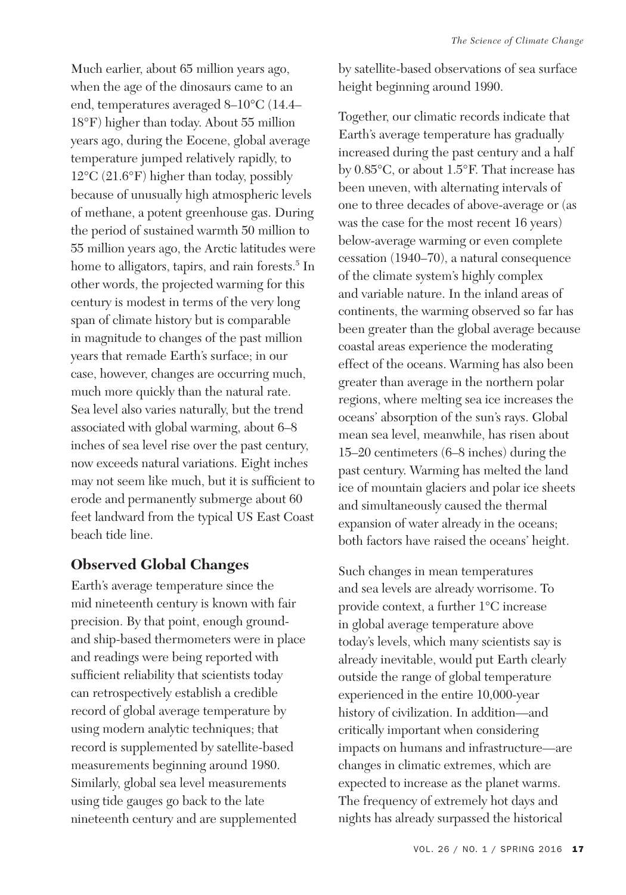Much earlier, about 65 million years ago, when the age of the dinosaurs came to an end, temperatures averaged 8–10°C (14.4–18°F) higher than today. About 55 million years ago, during the Eocene, global average temperature jumped relatively rapidly, to 12°C (21.6°F) higher than today, possibly because of unusually high atmospheric levels of methane, a potent greenhouse gas. During the period of sustained warmth 50 million to 55 million years ago, the Arctic latitudes were home to alligators, tapirs, and rain forests.[5] In other words, the projected warming for this century is modest in terms of the very long span of climate history but is comparable in magnitude to changes of the past million years that remade Earth's surface; in our case, however, changes are occurring much, much more quickly than the natural rate. Sea level also varies naturally, but the trend associated with global warming, about 6–8 inches of sea level rise over the past century, now exceeds natural variations. Eight inches may not seem like much, but it is sufficient to erode and permanently submerge about 60 feet landward from the typical US East Coast beach tide line.

## Observed Global Changes

Earth's average temperature since the mid nineteenth century is known with fair precision. By that point, enough ground- and ship-based thermometers were in place and readings were being reported with sufficient reliability that scientists today can retrospectively establish a credible record of global average temperature by using modern analytic techniques; that record is supplemented by satellite-based measurements beginning around 1980. Similarly, global sea level measurements using tide gauges go back to the late nineteenth century and are supplemented by satellite-based observations of sea surface height beginning around 1990.

Together, our climatic records indicate that Earth's average temperature has gradually increased during the past century and a half by 0.85°C, or about 1.5°F. That increase has been uneven, with alternating intervals of one to three decades of above-average or (as was the case for the most recent 16 years) below-average warming or even complete cessation (1940–70), a natural consequence of the climate system's highly complex and variable nature. In the inland areas of continents, the warming observed so far has been greater than the global average because coastal areas experience the moderating effect of the oceans. Warming has also been greater than average in the northern polar regions, where melting sea ice increases the oceans' absorption of the sun's rays. Global mean sea level, meanwhile, has risen about 15–20 centimeters (6–8 inches) during the past century. Warming has melted the land ice of mountain glaciers and polar ice sheets and simultaneously caused the thermal expansion of water already in the oceans; both factors have raised the oceans' height.

Such changes in mean temperatures and sea levels are already worrisome. To provide context, a further 1°C increase in global average temperature above today's levels, which many scientists say is already inevitable, would put Earth clearly outside the range of global temperature experienced in the entire 10,000-year history of civilization. In addition—and critically important when considering impacts on humans and infrastructure—are changes in climatic extremes, which are expected to increase as the planet warms. The frequency of extremely hot days and nights has already surpassed the historical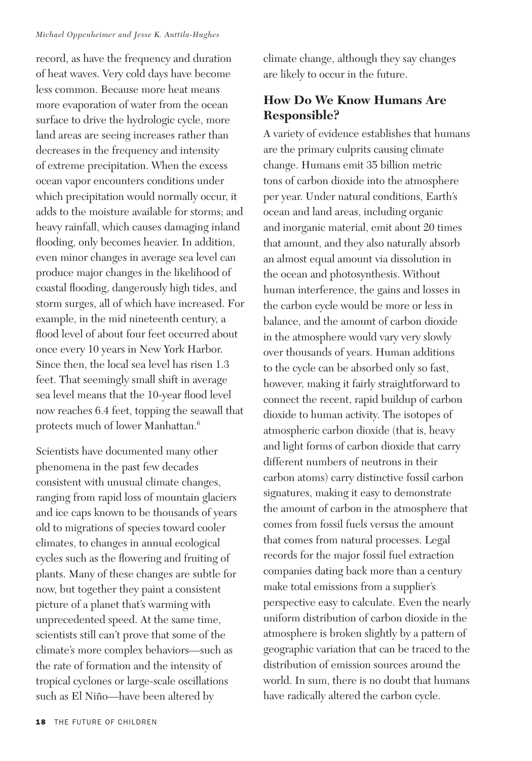record, as have the frequency and duration of heat waves. Very cold days have become less common. Because more heat means more evaporation of water from the ocean surface to drive the hydrologic cycle, more land areas are seeing increases rather than decreases in the frequency and intensity of extreme precipitation. When the excess ocean vapor encounters conditions under which precipitation would normally occur, it adds to the moisture available for storms; and heavy rainfall, which causes damaging inland flooding, only becomes heavier. In addition, even minor changes in average sea level can produce major changes in the likelihood of coastal flooding, dangerously high tides, and storm surges, all of which have increased. For example, in the mid nineteenth century, a flood level of about four feet occurred about once every 10 years in New York Harbor. Since then, the local sea level has risen 1.3 feet. That seemingly small shift in average sea level means that the 10-year flood level now reaches 6.4 feet, topping the seawall that protects much of lower Manhattan.[6]

Scientists have documented many other phenomena in the past few decades consistent with unusual climate changes, ranging from rapid loss of mountain glaciers and ice caps known to be thousands of years old to migrations of species toward cooler climates, to changes in annual ecological cycles such as the flowering and fruiting of plants. Many of these changes are subtle for now, but together they paint a consistent picture of a planet that's warming with unprecedented speed. At the same time, scientists still can't prove that some of the climate's more complex behaviors—such as the rate of formation and the intensity of tropical cyclones or large-scale oscillations such as El Niño—have been altered by climate change, although they say changes are likely to occur in the future.

## How Do We Know Humans Are Responsible?

A variety of evidence establishes that humans are the primary culprits causing climate change. Humans emit 35 billion metric tons of carbon dioxide into the atmosphere per year. Under natural conditions, Earth's ocean and land areas, including organic and inorganic material, emit about 20 times that amount, and they also naturally absorb an almost equal amount via dissolution in the ocean and photosynthesis. Without human interference, the gains and losses in the carbon cycle would be more or less in balance, and the amount of carbon dioxide in the atmosphere would vary very slowly over thousands of years. Human additions to the cycle can be absorbed only so fast, however, making it fairly straightforward to connect the recent, rapid buildup of carbon dioxide to human activity. The isotopes of atmospheric carbon dioxide (that is, heavy and light forms of carbon dioxide that carry different numbers of neutrons in their carbon atoms) carry distinctive fossil carbon signatures, making it easy to demonstrate the amount of carbon in the atmosphere that comes from fossil fuels versus the amount that comes from natural processes. Legal records for the major fossil fuel extraction companies dating back more than a century make total emissions from a supplier's perspective easy to calculate. Even the nearly uniform distribution of carbon dioxide in the atmosphere is broken slightly by a pattern of geographic variation that can be traced to the distribution of emission sources around the world. In sum, there is no doubt that humans have radically altered the carbon cycle.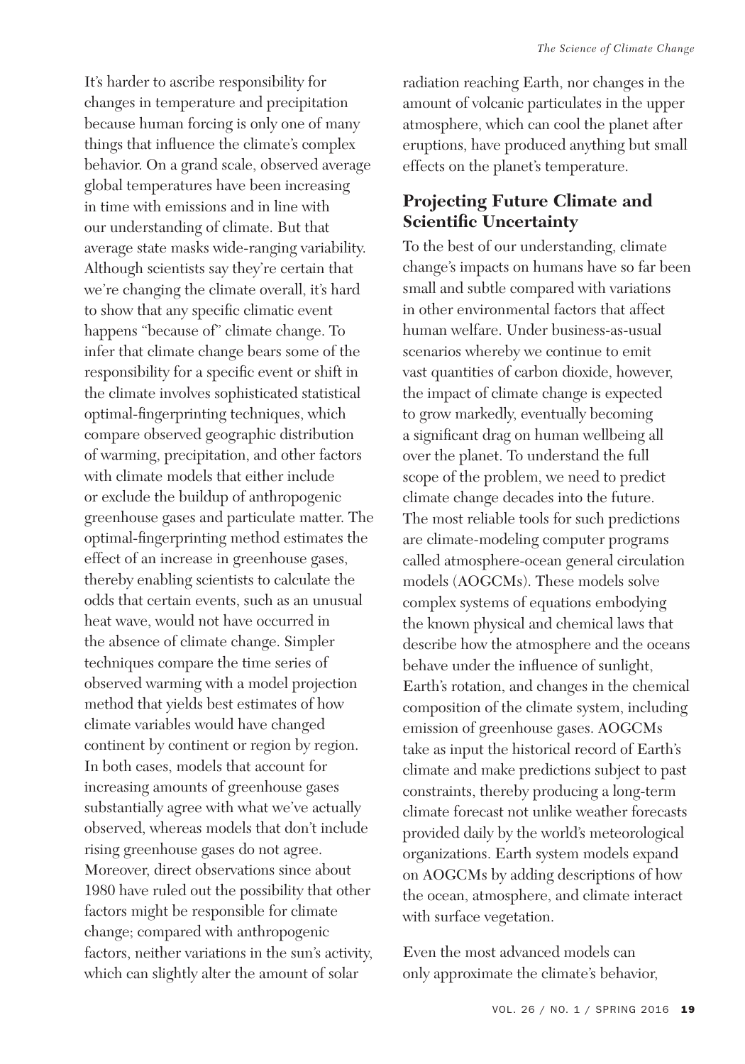It's harder to ascribe responsibility for changes in temperature and precipitation because human forcing is only one of many things that influence the climate's complex behavior. On a grand scale, observed average global temperatures have been increasing in time with emissions and in line with our understanding of climate. But that average state masks wide-ranging variability. Although scientists say they're certain that we're changing the climate overall, it's hard to show that any specific climatic event happens "because of" climate change. To infer that climate change bears some of the responsibility for a specific event or shift in the climate involves sophisticated statistical optimal-fingerprinting techniques, which compare observed geographic distribution of warming, precipitation, and other factors with climate models that either include or exclude the buildup of anthropogenic greenhouse gases and particulate matter. The optimal-fingerprinting method estimates the effect of an increase in greenhouse gases, thereby enabling scientists to calculate the odds that certain events, such as an unusual heat wave, would not have occurred in the absence of climate change. Simpler techniques compare the time series of observed warming with a model projection method that yields best estimates of how climate variables would have changed continent by continent or region by region. In both cases, models that account for increasing amounts of greenhouse gases substantially agree with what we've actually observed, whereas models that don't include rising greenhouse gases do not agree. Moreover, direct observations since about 1980 have ruled out the possibility that other factors might be responsible for climate change; compared with anthropogenic factors, neither variations in the sun's activity, which can slightly alter the amount of solar radiation reaching Earth, nor changes in the amount of volcanic particulates in the upper atmosphere, which can cool the planet after eruptions, have produced anything but small effects on the planet's temperature.

## Projecting Future Climate and Scientific Uncertainty

To the best of our understanding, climate change's impacts on humans have so far been small and subtle compared with variations in other environmental factors that affect human welfare. Under business-as-usual scenarios whereby we continue to emit vast quantities of carbon dioxide, however, the impact of climate change is expected to grow markedly, eventually becoming a significant drag on human wellbeing all over the planet. To understand the full scope of the problem, we need to predict climate change decades into the future. The most reliable tools for such predictions are climate-modeling computer programs called atmosphere-ocean general circulation models (AOGCMs). These models solve complex systems of equations embodying the known physical and chemical laws that describe how the atmosphere and the oceans behave under the influence of sunlight, Earth's rotation, and changes in the chemical composition of the climate system, including emission of greenhouse gases. AOGCMs take as input the historical record of Earth's climate and make predictions subject to past constraints, thereby producing a long-term climate forecast not unlike weather forecasts provided daily by the world's meteorological organizations. Earth system models expand on AOGCMs by adding descriptions of how the ocean, atmosphere, and climate interact with surface vegetation.

Even the most advanced models can only approximate the climate's behavior,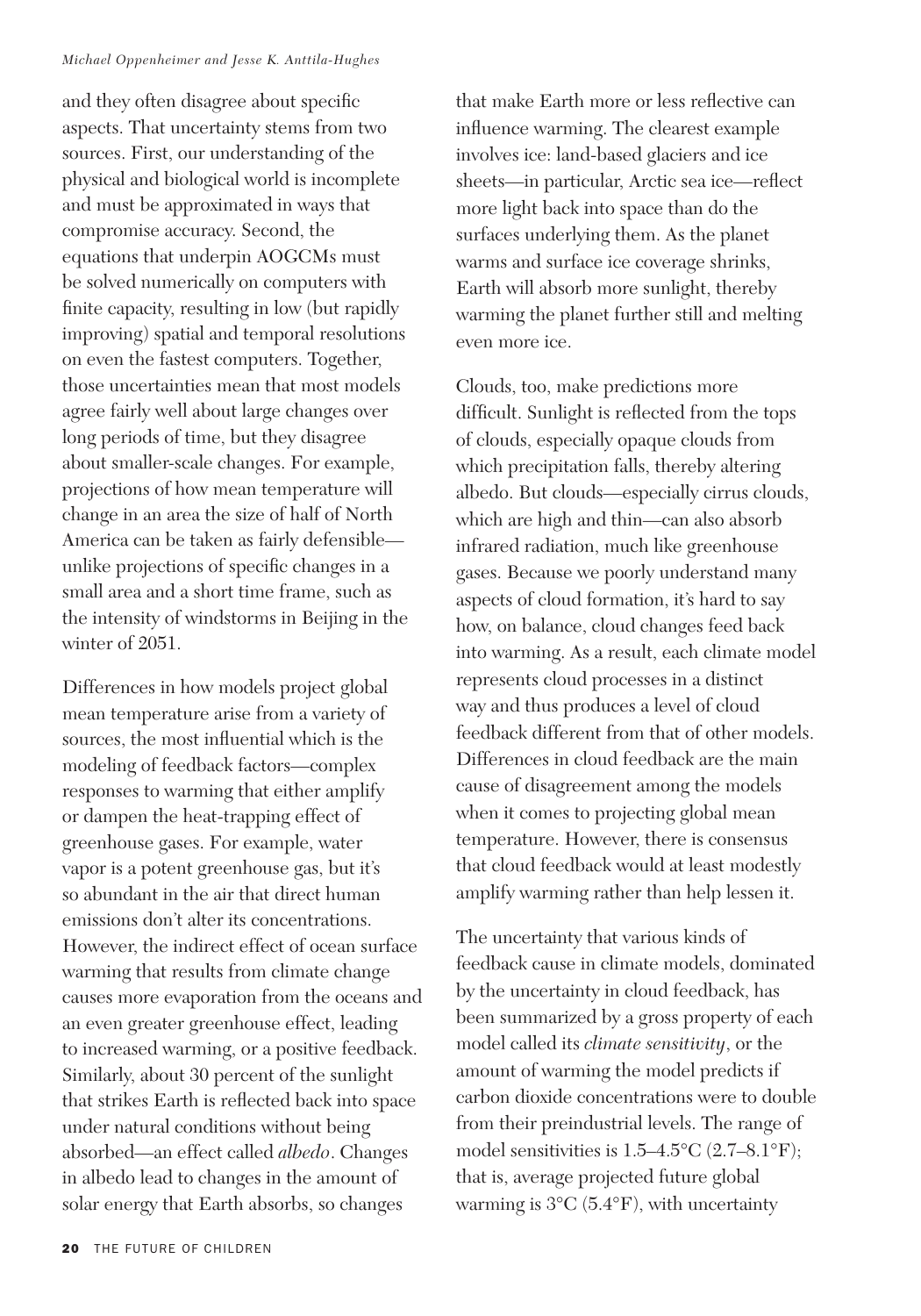and they often disagree about specific aspects. That uncertainty stems from two sources. First, our understanding of the physical and biological world is incomplete and must be approximated in ways that compromise accuracy. Second, the equations that underpin AOGCMs must be solved numerically on computers with finite capacity, resulting in low (but rapidly improving) spatial and temporal resolutions on even the fastest computers. Together, those uncertainties mean that most models agree fairly well about large changes over long periods of time, but they disagree about smaller-scale changes. For example, projections of how mean temperature will change in an area the size of half of North America can be taken as fairly defensible—unlike projections of specific changes in a small area and a short time frame, such as the intensity of windstorms in Beijing in the winter of 2051.

Differences in how models project global mean temperature arise from a variety of sources, the most influential which is the modeling of feedback factors—complex responses to warming that either amplify or dampen the heat-trapping effect of greenhouse gases. For example, water vapor is a potent greenhouse gas, but it's so abundant in the air that direct human emissions don't alter its concentrations. However, the indirect effect of ocean surface warming that results from climate change causes more evaporation from the oceans and an even greater greenhouse effect, leading to increased warming, or a positive feedback. Similarly, about 30 percent of the sunlight that strikes Earth is reflected back into space under natural conditions without being absorbed—an effect called *albedo*. Changes in albedo lead to changes in the amount of solar energy that Earth absorbs, so changes that make Earth more or less reflective can influence warming. The clearest example involves ice: land-based glaciers and ice sheets—in particular, Arctic sea ice—reflect more light back into space than do the surfaces underlying them. As the planet warms and surface ice coverage shrinks, Earth will absorb more sunlight, thereby warming the planet further still and melting even more ice.

Clouds, too, make predictions more difficult. Sunlight is reflected from the tops of clouds, especially opaque clouds from which precipitation falls, thereby altering albedo. But clouds—especially cirrus clouds, which are high and thin—can also absorb infrared radiation, much like greenhouse gases. Because we poorly understand many aspects of cloud formation, it's hard to say how, on balance, cloud changes feed back into warming. As a result, each climate model represents cloud processes in a distinct way and thus produces a level of cloud feedback different from that of other models. Differences in cloud feedback are the main cause of disagreement among the models when it comes to projecting global mean temperature. However, there is consensus that cloud feedback would at least modestly amplify warming rather than help lessen it.

The uncertainty that various kinds of feedback cause in climate models, dominated by the uncertainty in cloud feedback, has been summarized by a gross property of each model called its *climate sensitivity*, or the amount of warming the model predicts if carbon dioxide concentrations were to double from their preindustrial levels. The range of model sensitivities is 1.5–4.5°C (2.7–8.1°F); that is, average projected future global warming is 3°C (5.4°F), with uncertainty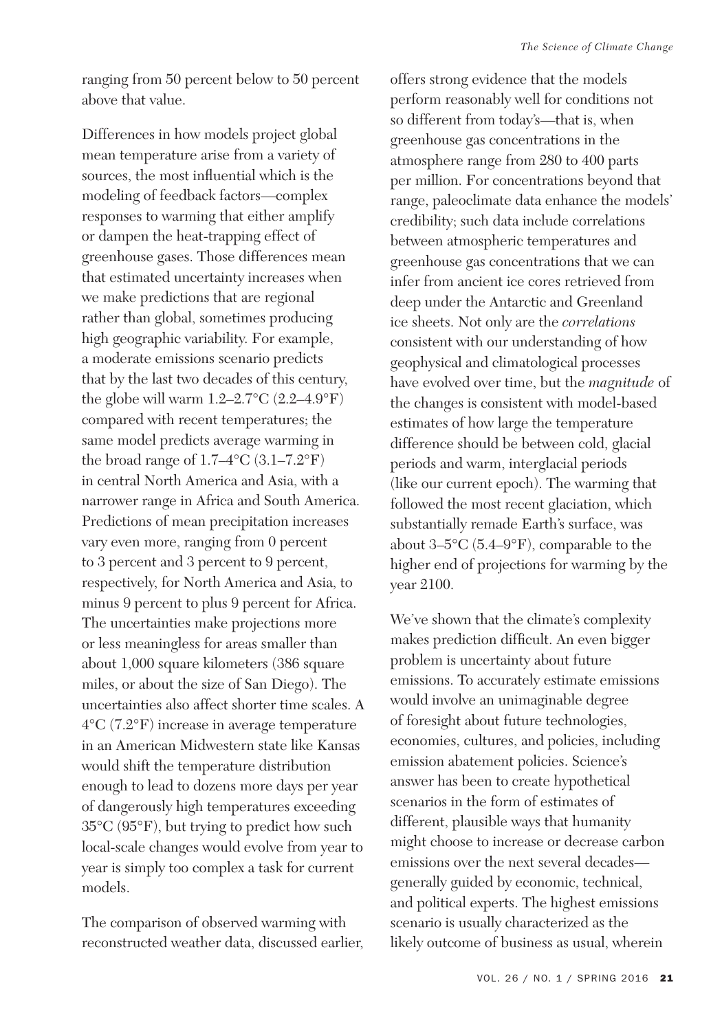ranging from 50 percent below to 50 percent above that value.

Differences in how models project global mean temperature arise from a variety of sources, the most influential which is the modeling of feedback factors—complex responses to warming that either amplify or dampen the heat-trapping effect of greenhouse gases. Those differences mean that estimated uncertainty increases when we make predictions that are regional rather than global, sometimes producing high geographic variability. For example, a moderate emissions scenario predicts that by the last two decades of this century, the globe will warm 1.2–2.7°C (2.2–4.9°F) compared with recent temperatures; the same model predicts average warming in the broad range of 1.7–4°C (3.1–7.2°F) in central North America and Asia, with a narrower range in Africa and South America. Predictions of mean precipitation increases vary even more, ranging from 0 percent to 3 percent and 3 percent to 9 percent, respectively, for North America and Asia, to minus 9 percent to plus 9 percent for Africa. The uncertainties make projections more or less meaningless for areas smaller than about 1,000 square kilometers (386 square miles, or about the size of San Diego). The uncertainties also affect shorter time scales. A 4°C (7.2°F) increase in average temperature in an American Midwestern state like Kansas would shift the temperature distribution enough to lead to dozens more days per year of dangerously high temperatures exceeding 35°C (95°F), but trying to predict how such local-scale changes would evolve from year to year is simply too complex a task for current models.

The comparison of observed warming with reconstructed weather data, discussed earlier, offers strong evidence that the models perform reasonably well for conditions not so different from today's—that is, when greenhouse gas concentrations in the atmosphere range from 280 to 400 parts per million. For concentrations beyond that range, paleoclimate data enhance the models' credibility; such data include correlations between atmospheric temperatures and greenhouse gas concentrations that we can infer from ancient ice cores retrieved from deep under the Antarctic and Greenland ice sheets. Not only are the *correlations* consistent with our understanding of how geophysical and climatological processes have evolved over time, but the *magnitude* of the changes is consistent with model-based estimates of how large the temperature difference should be between cold, glacial periods and warm, interglacial periods (like our current epoch). The warming that followed the most recent glaciation, which substantially remade Earth's surface, was about 3–5°C (5.4–9°F), comparable to the higher end of projections for warming by the year 2100.

We've shown that the climate's complexity makes prediction difficult. An even bigger problem is uncertainty about future emissions. To accurately estimate emissions would involve an unimaginable degree of foresight about future technologies, economies, cultures, and policies, including emission abatement policies. Science's answer has been to create hypothetical scenarios in the form of estimates of different, plausible ways that humanity might choose to increase or decrease carbon emissions over the next several decades—generally guided by economic, technical, and political experts. The highest emissions scenario is usually characterized as the likely outcome of business as usual, wherein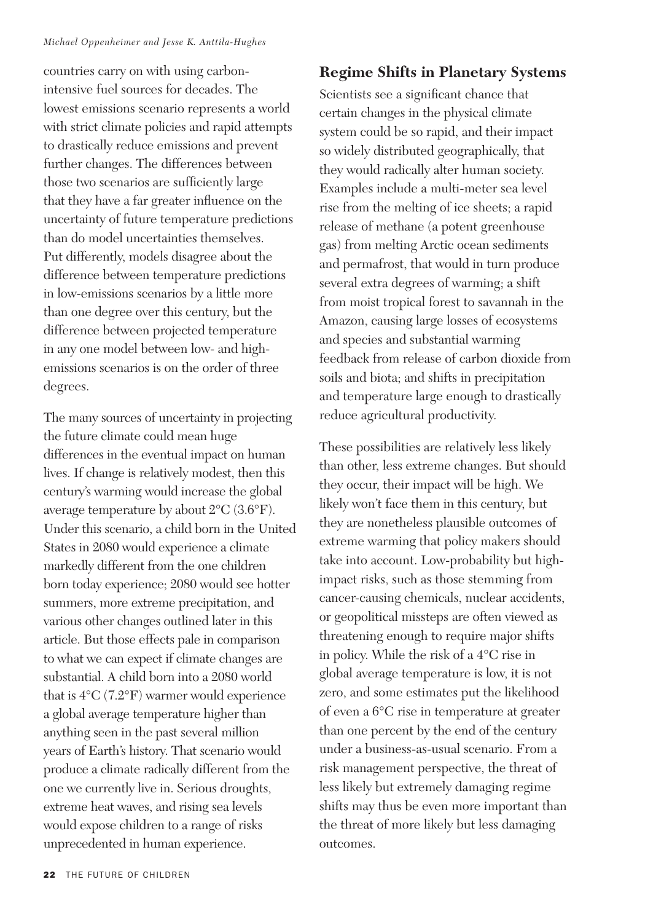countries carry on with using carbon-intensive fuel sources for decades. The lowest emissions scenario represents a world with strict climate policies and rapid attempts to drastically reduce emissions and prevent further changes. The differences between those two scenarios are sufficiently large that they have a far greater influence on the uncertainty of future temperature predictions than do model uncertainties themselves. Put differently, models disagree about the difference between temperature predictions in low-emissions scenarios by a little more than one degree over this century, but the difference between projected temperature in any one model between low- and high-emissions scenarios is on the order of three degrees.

The many sources of uncertainty in projecting the future climate could mean huge differences in the eventual impact on human lives. If change is relatively modest, then this century's warming would increase the global average temperature by about 2°C (3.6°F). Under this scenario, a child born in the United States in 2080 would experience a climate markedly different from the one children born today experience; 2080 would see hotter summers, more extreme precipitation, and various other changes outlined later in this article. But those effects pale in comparison to what we can expect if climate changes are substantial. A child born into a 2080 world that is 4°C (7.2°F) warmer would experience a global average temperature higher than anything seen in the past several million years of Earth's history. That scenario would produce a climate radically different from the one we currently live in. Serious droughts, extreme heat waves, and rising sea levels would expose children to a range of risks unprecedented in human experience.

## Regime Shifts in Planetary Systems

Scientists see a significant chance that certain changes in the physical climate system could be so rapid, and their impact so widely distributed geographically, that they would radically alter human society. Examples include a multi-meter sea level rise from the melting of ice sheets; a rapid release of methane (a potent greenhouse gas) from melting Arctic ocean sediments and permafrost, that would in turn produce several extra degrees of warming; a shift from moist tropical forest to savannah in the Amazon, causing large losses of ecosystems and species and substantial warming feedback from release of carbon dioxide from soils and biota; and shifts in precipitation and temperature large enough to drastically reduce agricultural productivity.

These possibilities are relatively less likely than other, less extreme changes. But should they occur, their impact will be high. We likely won't face them in this century, but they are nonetheless plausible outcomes of extreme warming that policy makers should take into account. Low-probability but high-impact risks, such as those stemming from cancer-causing chemicals, nuclear accidents, or geopolitical missteps are often viewed as threatening enough to require major shifts in policy. While the risk of a 4°C rise in global average temperature is low, it is not zero, and some estimates put the likelihood of even a 6°C rise in temperature at greater than one percent by the end of the century under a business-as-usual scenario. From a risk management perspective, the threat of less likely but extremely damaging regime shifts may thus be even more important than the threat of more likely but less damaging outcomes.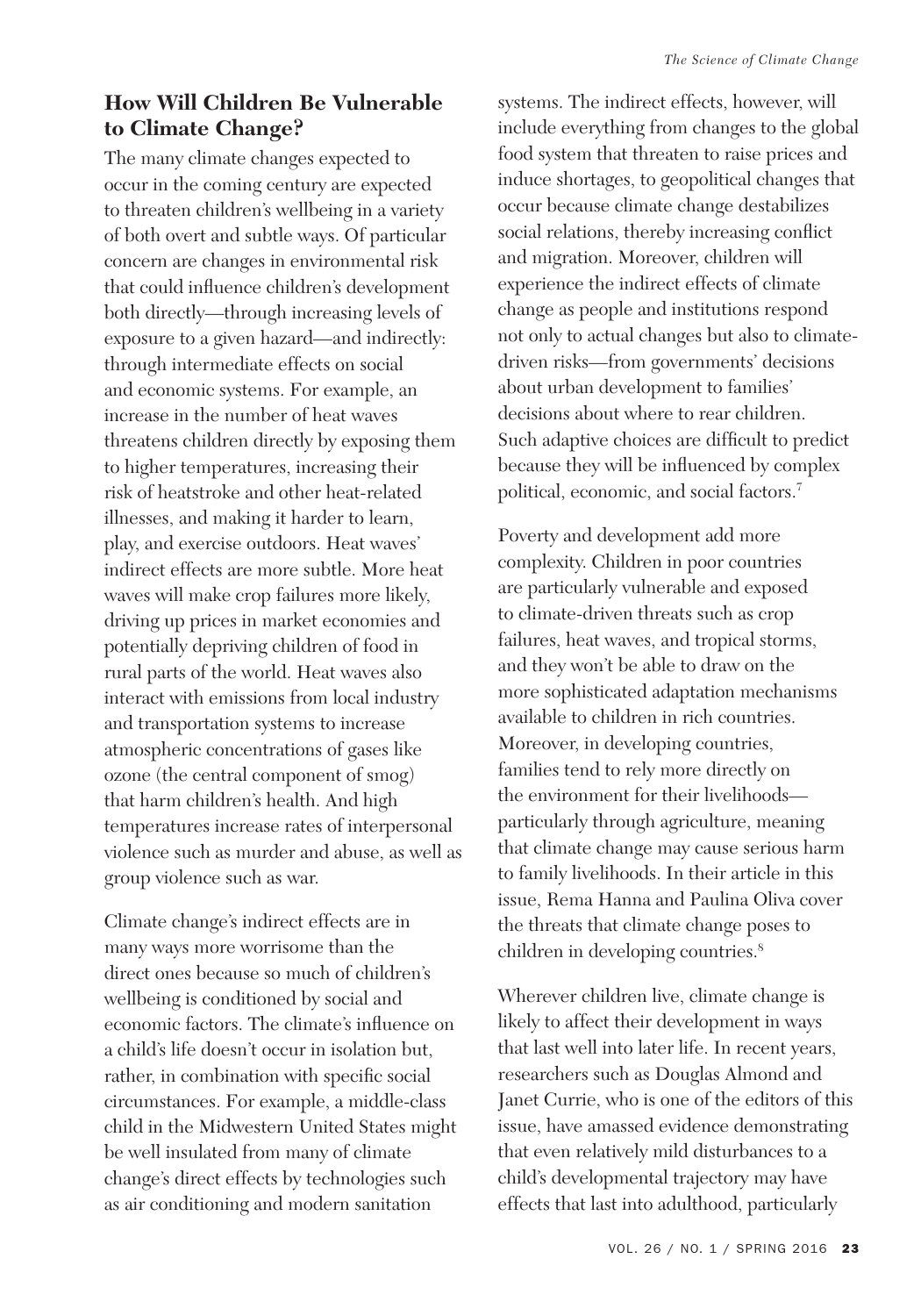## How Will Children Be Vulnerable to Climate Change?

The many climate changes expected to occur in the coming century are expected to threaten children's wellbeing in a variety of both overt and subtle ways. Of particular concern are changes in environmental risk that could influence children's development both directly—through increasing levels of exposure to a given hazard—and indirectly: through intermediate effects on social and economic systems. For example, an increase in the number of heat waves threatens children directly by exposing them to higher temperatures, increasing their risk of heatstroke and other heat-related illnesses, and making it harder to learn, play, and exercise outdoors. Heat waves' indirect effects are more subtle. More heat waves will make crop failures more likely, driving up prices in market economies and potentially depriving children of food in rural parts of the world. Heat waves also interact with emissions from local industry and transportation systems to increase atmospheric concentrations of gases like ozone (the central component of smog) that harm children's health. And high temperatures increase rates of interpersonal violence such as murder and abuse, as well as group violence such as war.

Climate change's indirect effects are in many ways more worrisome than the direct ones because so much of children's wellbeing is conditioned by social and economic factors. The climate's influence on a child's life doesn't occur in isolation but, rather, in combination with specific social circumstances. For example, a middle-class child in the Midwestern United States might be well insulated from many of climate change's direct effects by technologies such as air conditioning and modern sanitation systems. The indirect effects, however, will include everything from changes to the global food system that threaten to raise prices and induce shortages, to geopolitical changes that occur because climate change destabilizes social relations, thereby increasing conflict and migration. Moreover, children will experience the indirect effects of climate change as people and institutions respond not only to actual changes but also to climate-driven risks—from governments' decisions about urban development to families' decisions about where to rear children. Such adaptive choices are difficult to predict because they will be influenced by complex political, economic, and social factors.[7]

Poverty and development add more complexity. Children in poor countries are particularly vulnerable and exposed to climate-driven threats such as crop failures, heat waves, and tropical storms, and they won't be able to draw on the more sophisticated adaptation mechanisms available to children in rich countries. Moreover, in developing countries, families tend to rely more directly on the environment for their livelihoods—particularly through agriculture, meaning that climate change may cause serious harm to family livelihoods. In their article in this issue, Rema Hanna and Paulina Oliva cover the threats that climate change poses to children in developing countries.[8]

Wherever children live, climate change is likely to affect their development in ways that last well into later life. In recent years, researchers such as Douglas Almond and Janet Currie, who is one of the editors of this issue, have amassed evidence demonstrating that even relatively mild disturbances to a child's developmental trajectory may have effects that last into adulthood, particularly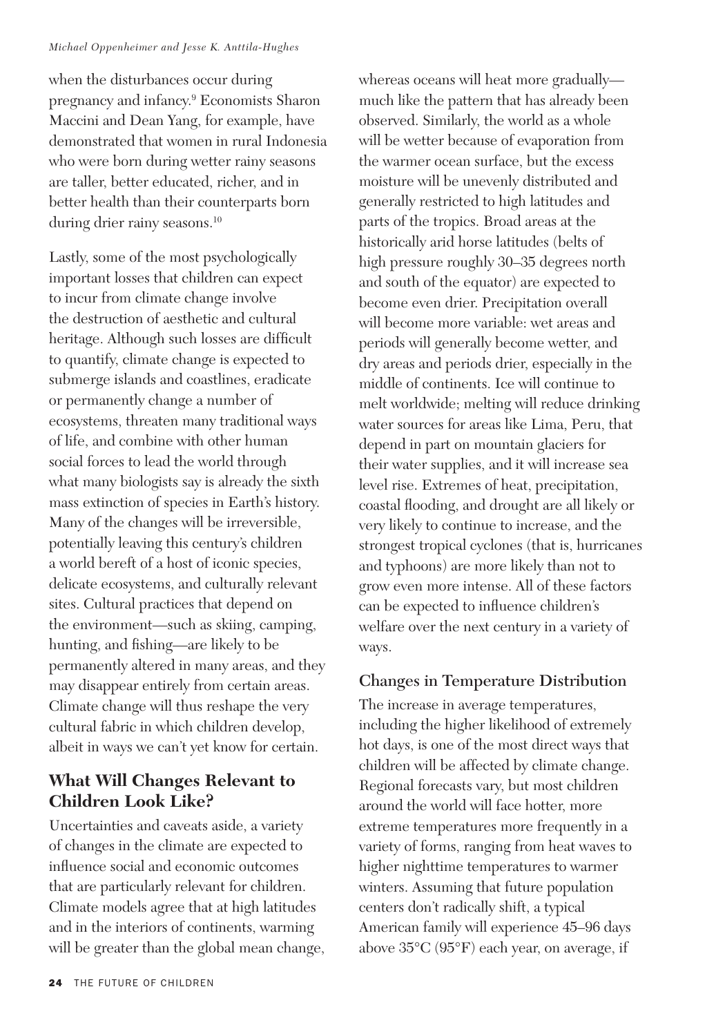when the disturbances occur during pregnancy and infancy.[9] Economists Sharon Maccini and Dean Yang, for example, have demonstrated that women in rural Indonesia who were born during wetter rainy seasons are taller, better educated, richer, and in better health than their counterparts born during drier rainy seasons.[10]

Lastly, some of the most psychologically important losses that children can expect to incur from climate change involve the destruction of aesthetic and cultural heritage. Although such losses are difficult to quantify, climate change is expected to submerge islands and coastlines, eradicate or permanently change a number of ecosystems, threaten many traditional ways of life, and combine with other human social forces to lead the world through what many biologists say is already the sixth mass extinction of species in Earth's history. Many of the changes will be irreversible, potentially leaving this century's children a world bereft of a host of iconic species, delicate ecosystems, and culturally relevant sites. Cultural practices that depend on the environment—such as skiing, camping, hunting, and fishing—are likely to be permanently altered in many areas, and they may disappear entirely from certain areas. Climate change will thus reshape the very cultural fabric in which children develop, albeit in ways we can't yet know for certain.

## What Will Changes Relevant to Children Look Like?

Uncertainties and caveats aside, a variety of changes in the climate are expected to influence social and economic outcomes that are particularly relevant for children. Climate models agree that at high latitudes and in the interiors of continents, warming will be greater than the global mean change, whereas oceans will heat more gradually—much like the pattern that has already been observed. Similarly, the world as a whole will be wetter because of evaporation from the warmer ocean surface, but the excess moisture will be unevenly distributed and generally restricted to high latitudes and parts of the tropics. Broad areas at the historically arid horse latitudes (belts of high pressure roughly 30–35 degrees north and south of the equator) are expected to become even drier. Precipitation overall will become more variable: wet areas and periods will generally become wetter, and dry areas and periods drier, especially in the middle of continents. Ice will continue to melt worldwide; melting will reduce drinking water sources for areas like Lima, Peru, that depend in part on mountain glaciers for their water supplies, and it will increase sea level rise. Extremes of heat, precipitation, coastal flooding, and drought are all likely or very likely to continue to increase, and the strongest tropical cyclones (that is, hurricanes and typhoons) are more likely than not to grow even more intense. All of these factors can be expected to influence children's welfare over the next century in a variety of ways.

### Changes in Temperature Distribution

The increase in average temperatures, including the higher likelihood of extremely hot days, is one of the most direct ways that children will be affected by climate change. Regional forecasts vary, but most children around the world will face hotter, more extreme temperatures more frequently in a variety of forms, ranging from heat waves to higher nighttime temperatures to warmer winters. Assuming that future population centers don't radically shift, a typical American family will experience 45–96 days above 35°C (95°F) each year, on average, if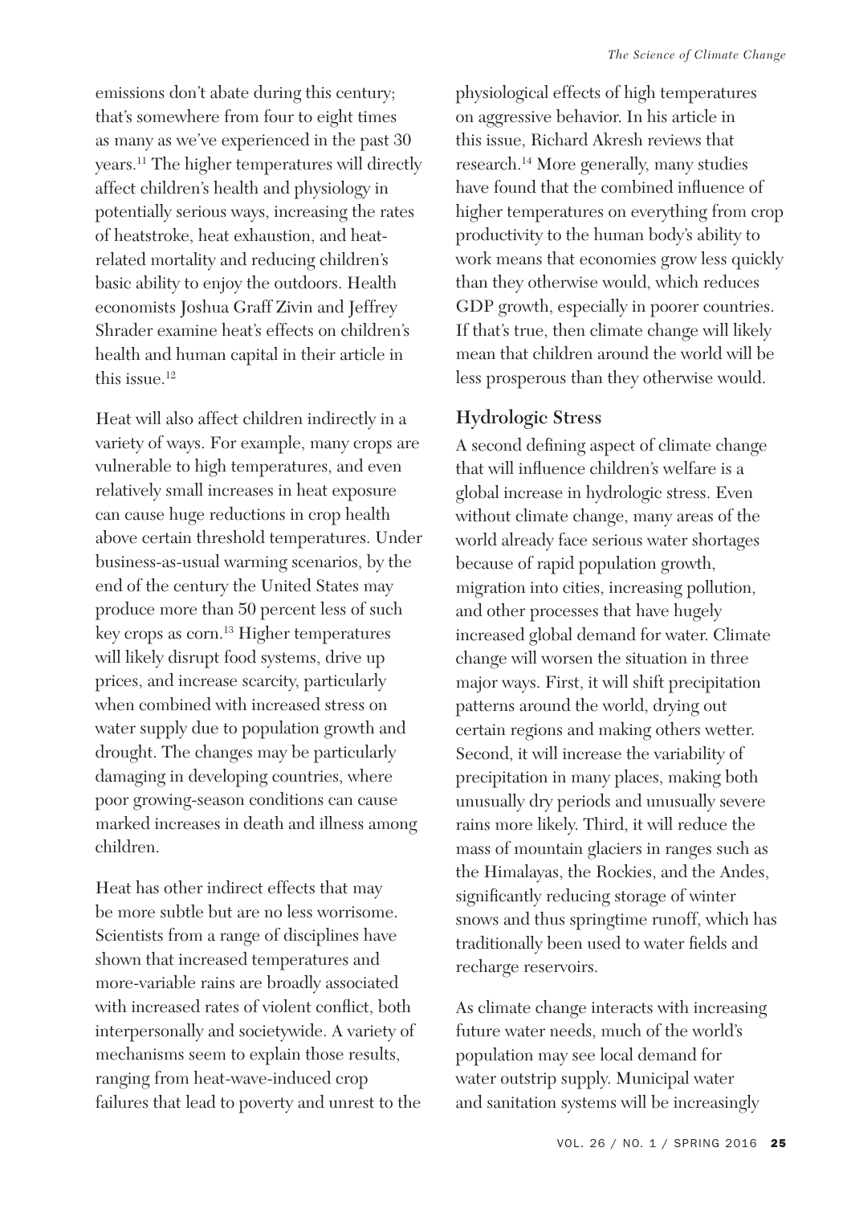emissions don't abate during this century; that's somewhere from four to eight times as many as we've experienced in the past 30 years.[11] The higher temperatures will directly affect children's health and physiology in potentially serious ways, increasing the rates of heatstroke, heat exhaustion, and heat-related mortality and reducing children's basic ability to enjoy the outdoors. Health economists Joshua Graff Zivin and Jeffrey Shrader examine heat's effects on children's health and human capital in their article in this issue.[12]

Heat will also affect children indirectly in a variety of ways. For example, many crops are vulnerable to high temperatures, and even relatively small increases in heat exposure can cause huge reductions in crop health above certain threshold temperatures. Under business-as-usual warming scenarios, by the end of the century the United States may produce more than 50 percent less of such key crops as corn.[13] Higher temperatures will likely disrupt food systems, drive up prices, and increase scarcity, particularly when combined with increased stress on water supply due to population growth and drought. The changes may be particularly damaging in developing countries, where poor growing-season conditions can cause marked increases in death and illness among children.

Heat has other indirect effects that may be more subtle but are no less worrisome. Scientists from a range of disciplines have shown that increased temperatures and more-variable rains are broadly associated with increased rates of violent conflict, both interpersonally and societywide. A variety of mechanisms seem to explain those results, ranging from heat-wave-induced crop failures that lead to poverty and unrest to the physiological effects of high temperatures on aggressive behavior. In his article in this issue, Richard Akresh reviews that research.[14] More generally, many studies have found that the combined influence of higher temperatures on everything from crop productivity to the human body's ability to work means that economies grow less quickly than they otherwise would, which reduces GDP growth, especially in poorer countries. If that's true, then climate change will likely mean that children around the world will be less prosperous than they otherwise would.

## Hydrologic Stress

A second defining aspect of climate change that will influence children's welfare is a global increase in hydrologic stress. Even without climate change, many areas of the world already face serious water shortages because of rapid population growth, migration into cities, increasing pollution, and other processes that have hugely increased global demand for water. Climate change will worsen the situation in three major ways. First, it will shift precipitation patterns around the world, drying out certain regions and making others wetter. Second, it will increase the variability of precipitation in many places, making both unusually dry periods and unusually severe rains more likely. Third, it will reduce the mass of mountain glaciers in ranges such as the Himalayas, the Rockies, and the Andes, significantly reducing storage of winter snows and thus springtime runoff, which has traditionally been used to water fields and recharge reservoirs.

As climate change interacts with increasing future water needs, much of the world's population may see local demand for water outstrip supply. Municipal water and sanitation systems will be increasingly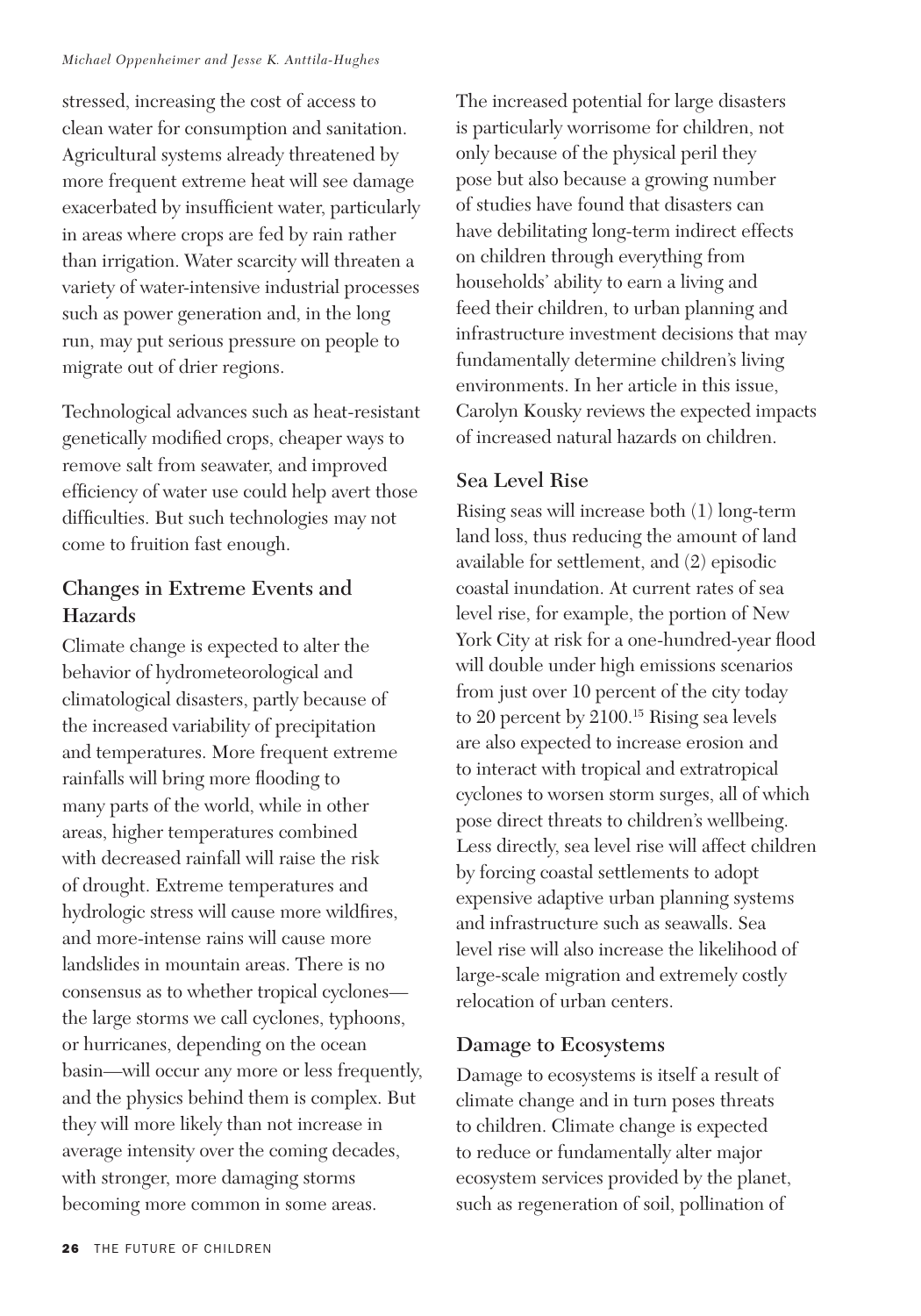stressed, increasing the cost of access to clean water for consumption and sanitation. Agricultural systems already threatened by more frequent extreme heat will see damage exacerbated by insufficient water, particularly in areas where crops are fed by rain rather than irrigation. Water scarcity will threaten a variety of water-intensive industrial processes such as power generation and, in the long run, may put serious pressure on people to migrate out of drier regions.

Technological advances such as heat-resistant genetically modified crops, cheaper ways to remove salt from seawater, and improved efficiency of water use could help avert those difficulties. But such technologies may not come to fruition fast enough.

## Changes in Extreme Events and Hazards

Climate change is expected to alter the behavior of hydrometeorological and climatological disasters, partly because of the increased variability of precipitation and temperatures. More frequent extreme rainfalls will bring more flooding to many parts of the world, while in other areas, higher temperatures combined with decreased rainfall will raise the risk of drought. Extreme temperatures and hydrologic stress will cause more wildfires, and more-intense rains will cause more landslides in mountain areas. There is no consensus as to whether tropical cyclones—the large storms we call cyclones, typhoons, or hurricanes, depending on the ocean basin—will occur any more or less frequently, and the physics behind them is complex. But they will more likely than not increase in average intensity over the coming decades, with stronger, more damaging storms becoming more common in some areas.

The increased potential for large disasters is particularly worrisome for children, not only because of the physical peril they pose but also because a growing number of studies have found that disasters can have debilitating long-term indirect effects on children through everything from households' ability to earn a living and feed their children, to urban planning and infrastructure investment decisions that may fundamentally determine children's living environments. In her article in this issue, Carolyn Kousky reviews the expected impacts of increased natural hazards on children.

## Sea Level Rise

Rising seas will increase both (1) long-term land loss, thus reducing the amount of land available for settlement, and (2) episodic coastal inundation. At current rates of sea level rise, for example, the portion of New York City at risk for a one-hundred-year flood will double under high emissions scenarios from just over 10 percent of the city today to 20 percent by 2100.[15] Rising sea levels are also expected to increase erosion and to interact with tropical and extratropical cyclones to worsen storm surges, all of which pose direct threats to children's wellbeing. Less directly, sea level rise will affect children by forcing coastal settlements to adopt expensive adaptive urban planning systems and infrastructure such as seawalls. Sea level rise will also increase the likelihood of large-scale migration and extremely costly relocation of urban centers.

## Damage to Ecosystems

Damage to ecosystems is itself a result of climate change and in turn poses threats to children. Climate change is expected to reduce or fundamentally alter major ecosystem services provided by the planet, such as regeneration of soil, pollination of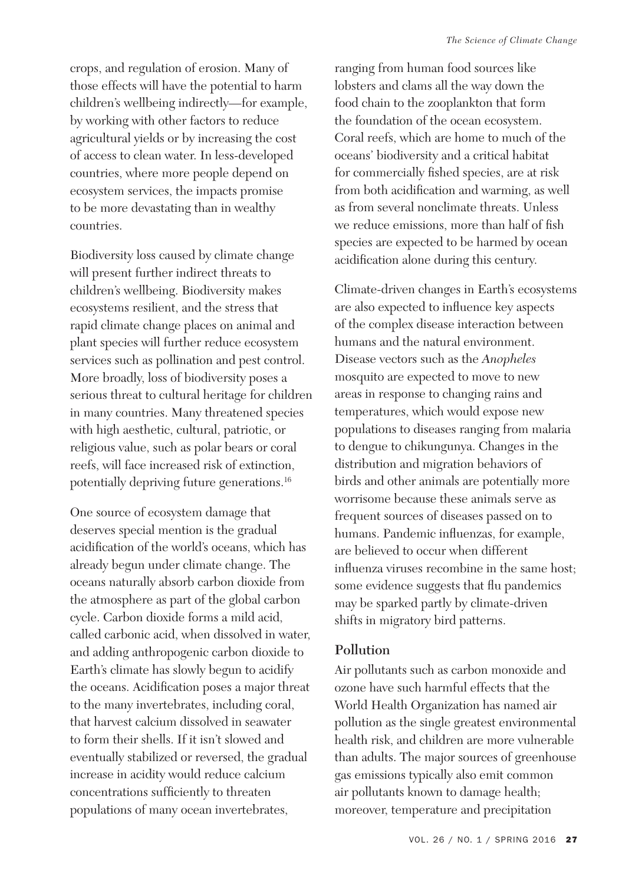crops, and regulation of erosion. Many of those effects will have the potential to harm children's wellbeing indirectly—for example, by working with other factors to reduce agricultural yields or by increasing the cost of access to clean water. In less-developed countries, where more people depend on ecosystem services, the impacts promise to be more devastating than in wealthy countries.

Biodiversity loss caused by climate change will present further indirect threats to children's wellbeing. Biodiversity makes ecosystems resilient, and the stress that rapid climate change places on animal and plant species will further reduce ecosystem services such as pollination and pest control. More broadly, loss of biodiversity poses a serious threat to cultural heritage for children in many countries. Many threatened species with high aesthetic, cultural, patriotic, or religious value, such as polar bears or coral reefs, will face increased risk of extinction, potentially depriving future generations.[16]

One source of ecosystem damage that deserves special mention is the gradual acidification of the world's oceans, which has already begun under climate change. The oceans naturally absorb carbon dioxide from the atmosphere as part of the global carbon cycle. Carbon dioxide forms a mild acid, called carbonic acid, when dissolved in water, and adding anthropogenic carbon dioxide to Earth's climate has slowly begun to acidify the oceans. Acidification poses a major threat to the many invertebrates, including coral, that harvest calcium dissolved in seawater to form their shells. If it isn't slowed and eventually stabilized or reversed, the gradual increase in acidity would reduce calcium concentrations sufficiently to threaten populations of many ocean invertebrates, ranging from human food sources like lobsters and clams all the way down the food chain to the zooplankton that form the foundation of the ocean ecosystem. Coral reefs, which are home to much of the oceans' biodiversity and a critical habitat for commercially fished species, are at risk from both acidification and warming, as well as from several nonclimate threats. Unless we reduce emissions, more than half of fish species are expected to be harmed by ocean acidification alone during this century.

Climate-driven changes in Earth's ecosystems are also expected to influence key aspects of the complex disease interaction between humans and the natural environment. Disease vectors such as the *Anopheles* mosquito are expected to move to new areas in response to changing rains and temperatures, which would expose new populations to diseases ranging from malaria to dengue to chikungunya. Changes in the distribution and migration behaviors of birds and other animals are potentially more worrisome because these animals serve as frequent sources of diseases passed on to humans. Pandemic influenzas, for example, are believed to occur when different influenza viruses recombine in the same host; some evidence suggests that flu pandemics may be sparked partly by climate-driven shifts in migratory bird patterns.

## Pollution

Air pollutants such as carbon monoxide and ozone have such harmful effects that the World Health Organization has named air pollution as the single greatest environmental health risk, and children are more vulnerable than adults. The major sources of greenhouse gas emissions typically also emit common air pollutants known to damage health; moreover, temperature and precipitation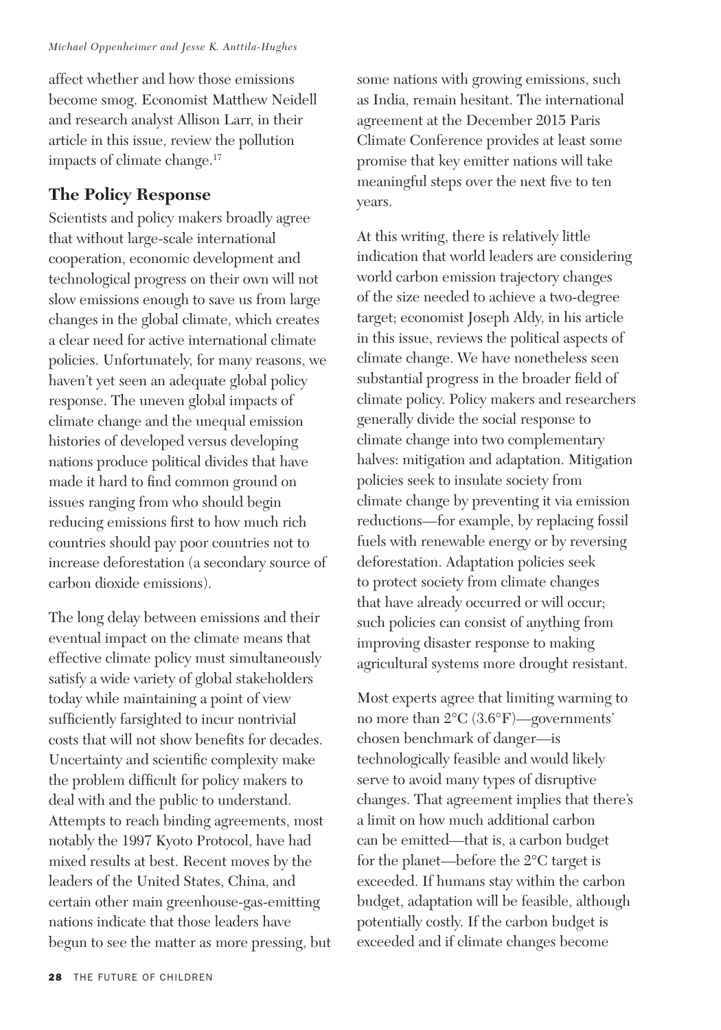affect whether and how those emissions become smog. Economist Matthew Neidell and research analyst Allison Larr, in their article in this issue, review the pollution impacts of climate change.[17]

## The Policy Response

Scientists and policy makers broadly agree that without large-scale international cooperation, economic development and technological progress on their own will not slow emissions enough to save us from large changes in the global climate, which creates a clear need for active international climate policies. Unfortunately, for many reasons, we haven't yet seen an adequate global policy response. The uneven global impacts of climate change and the unequal emission histories of developed versus developing nations produce political divides that have made it hard to find common ground on issues ranging from who should begin reducing emissions first to how much rich countries should pay poor countries not to increase deforestation (a secondary source of carbon dioxide emissions).

The long delay between emissions and their eventual impact on the climate means that effective climate policy must simultaneously satisfy a wide variety of global stakeholders today while maintaining a point of view sufficiently farsighted to incur nontrivial costs that will not show benefits for decades. Uncertainty and scientific complexity make the problem difficult for policy makers to deal with and the public to understand. Attempts to reach binding agreements, most notably the 1997 Kyoto Protocol, have had mixed results at best. Recent moves by the leaders of the United States, China, and certain other main greenhouse-gas-emitting nations indicate that those leaders have begun to see the matter as more pressing, but some nations with growing emissions, such as India, remain hesitant. The international agreement at the December 2015 Paris Climate Conference provides at least some promise that key emitter nations will take meaningful steps over the next five to ten years.

At this writing, there is relatively little indication that world leaders are considering world carbon emission trajectory changes of the size needed to achieve a two-degree target; economist Joseph Aldy, in his article in this issue, reviews the political aspects of climate change. We have nonetheless seen substantial progress in the broader field of climate policy. Policy makers and researchers generally divide the social response to climate change into two complementary halves: mitigation and adaptation. Mitigation policies seek to insulate society from climate change by preventing it via emission reductions—for example, by replacing fossil fuels with renewable energy or by reversing deforestation. Adaptation policies seek to protect society from climate changes that have already occurred or will occur; such policies can consist of anything from improving disaster response to making agricultural systems more drought resistant.

Most experts agree that limiting warming to no more than 2°C (3.6°F)—governments' chosen benchmark of danger—is technologically feasible and would likely serve to avoid many types of disruptive changes. That agreement implies that there's a limit on how much additional carbon can be emitted—that is, a carbon budget for the planet—before the 2°C target is exceeded. If humans stay within the carbon budget, adaptation will be feasible, although potentially costly. If the carbon budget is exceeded and if climate changes become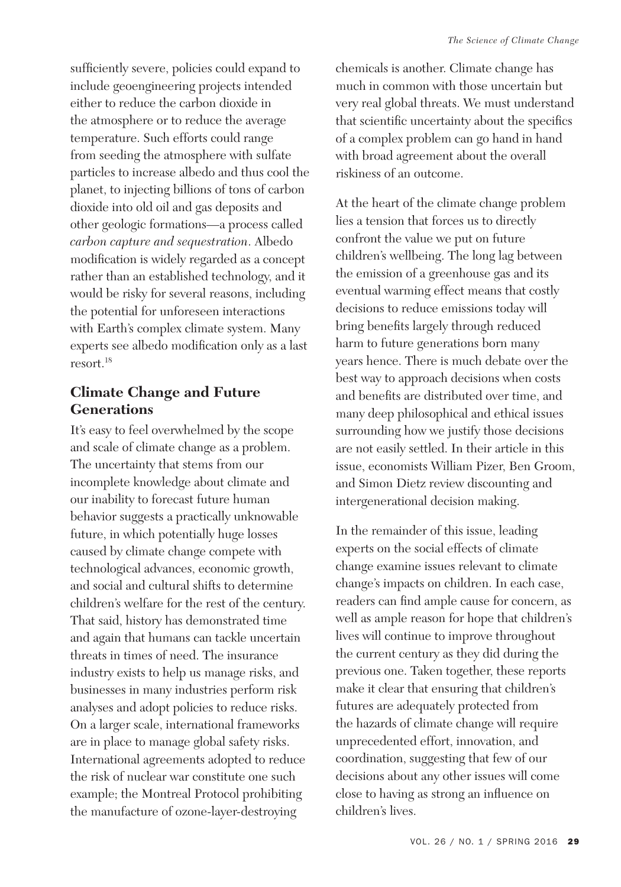sufficiently severe, policies could expand to include geoengineering projects intended either to reduce the carbon dioxide in the atmosphere or to reduce the average temperature. Such efforts could range from seeding the atmosphere with sulfate particles to increase albedo and thus cool the planet, to injecting billions of tons of carbon dioxide into old oil and gas deposits and other geologic formations—a process called *carbon capture and sequestration*. Albedo modification is widely regarded as a concept rather than an established technology, and it would be risky for several reasons, including the potential for unforeseen interactions with Earth's complex climate system. Many experts see albedo modification only as a last resort.[18]

## Climate Change and Future Generations

It's easy to feel overwhelmed by the scope and scale of climate change as a problem. The uncertainty that stems from our incomplete knowledge about climate and our inability to forecast future human behavior suggests a practically unknowable future, in which potentially huge losses caused by climate change compete with technological advances, economic growth, and social and cultural shifts to determine children's welfare for the rest of the century. That said, history has demonstrated time and again that humans can tackle uncertain threats in times of need. The insurance industry exists to help us manage risks, and businesses in many industries perform risk analyses and adopt policies to reduce risks. On a larger scale, international frameworks are in place to manage global safety risks. International agreements adopted to reduce the risk of nuclear war constitute one such example; the Montreal Protocol prohibiting the manufacture of ozone-layer-destroying chemicals is another. Climate change has much in common with those uncertain but very real global threats. We must understand that scientific uncertainty about the specifics of a complex problem can go hand in hand with broad agreement about the overall riskiness of an outcome.

At the heart of the climate change problem lies a tension that forces us to directly confront the value we put on future children's wellbeing. The long lag between the emission of a greenhouse gas and its eventual warming effect means that costly decisions to reduce emissions today will bring benefits largely through reduced harm to future generations born many years hence. There is much debate over the best way to approach decisions when costs and benefits are distributed over time, and many deep philosophical and ethical issues surrounding how we justify those decisions are not easily settled. In their article in this issue, economists William Pizer, Ben Groom, and Simon Dietz review discounting and intergenerational decision making.

In the remainder of this issue, leading experts on the social effects of climate change examine issues relevant to climate change's impacts on children. In each case, readers can find ample cause for concern, as well as ample reason for hope that children's lives will continue to improve throughout the current century as they did during the previous one. Taken together, these reports make it clear that ensuring that children's futures are adequately protected from the hazards of climate change will require unprecedented effort, innovation, and coordination, suggesting that few of our decisions about any other issues will come close to having as strong an influence on children's lives.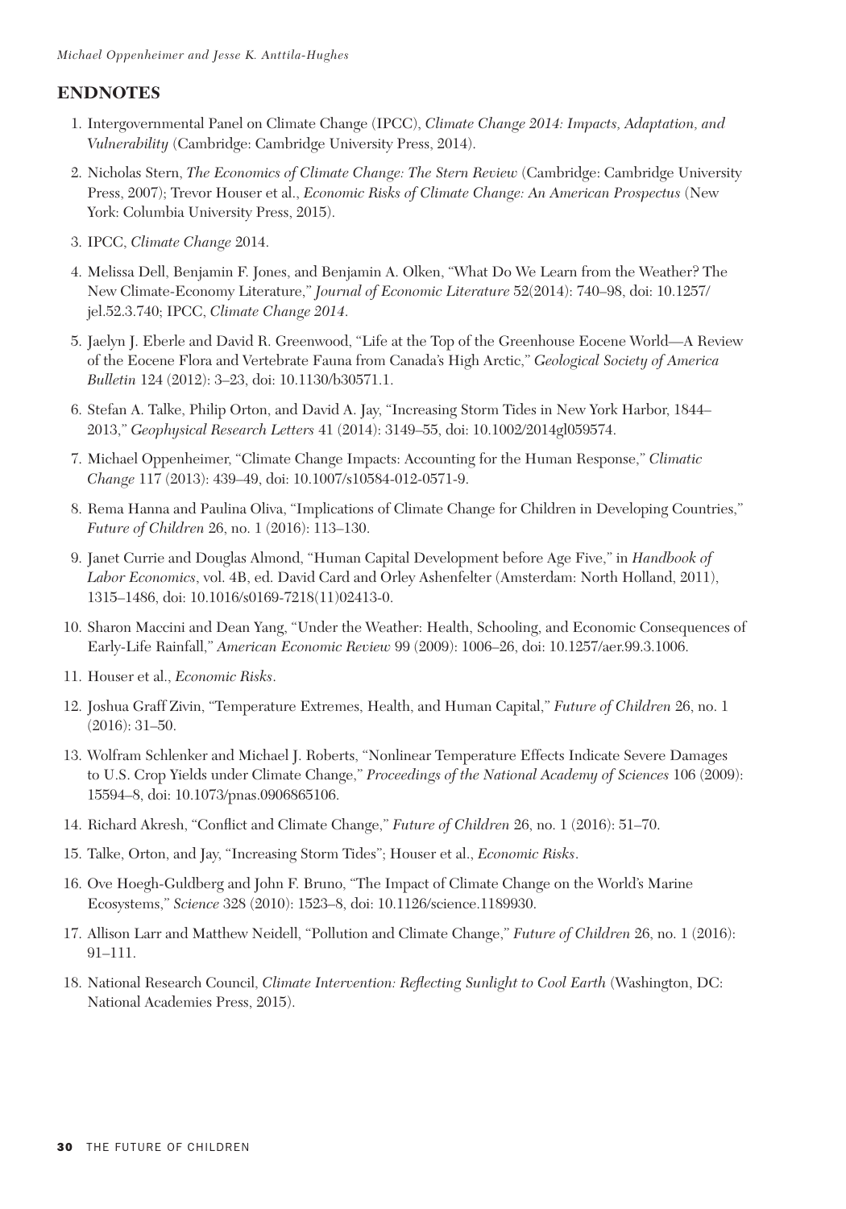## ENDNOTES

1. Intergovernmental Panel on Climate Change (IPCC), *Climate Change 2014: Impacts, Adaptation, and Vulnerability* (Cambridge: Cambridge University Press, 2014).
2. Nicholas Stern, *The Economics of Climate Change: The Stern Review* (Cambridge: Cambridge University Press, 2007); Trevor Houser et al., *Economic Risks of Climate Change: An American Prospectus* (New York: Columbia University Press, 2015).
3. IPCC, *Climate Change* 2014.
4. Melissa Dell, Benjamin F. Jones, and Benjamin A. Olken, "What Do We Learn from the Weather? The New Climate-Economy Literature," *Journal of Economic Literature* 52(2014): 740–98, doi: 10.1257/jel.52.3.740; IPCC, *Climate Change 2014*.
5. Jaelyn J. Eberle and David R. Greenwood, "Life at the Top of the Greenhouse Eocene World—A Review of the Eocene Flora and Vertebrate Fauna from Canada's High Arctic," *Geological Society of America Bulletin* 124 (2012): 3–23, doi: 10.1130/b30571.1.
6. Stefan A. Talke, Philip Orton, and David A. Jay, "Increasing Storm Tides in New York Harbor, 1844–2013," *Geophysical Research Letters* 41 (2014): 3149–55, doi: 10.1002/2014gl059574.
7. Michael Oppenheimer, "Climate Change Impacts: Accounting for the Human Response," *Climatic Change* 117 (2013): 439–49, doi: 10.1007/s10584-012-0571-9.
8. Rema Hanna and Paulina Oliva, "Implications of Climate Change for Children in Developing Countries," *Future of Children* 26, no. 1 (2016): 113–130.
9. Janet Currie and Douglas Almond, "Human Capital Development before Age Five," in *Handbook of Labor Economics*, vol. 4B, ed. David Card and Orley Ashenfelter (Amsterdam: North Holland, 2011), 1315–1486, doi: 10.1016/s0169-7218(11)02413-0.
10. Sharon Maccini and Dean Yang, "Under the Weather: Health, Schooling, and Economic Consequences of Early-Life Rainfall," *American Economic Review* 99 (2009): 1006–26, doi: 10.1257/aer.99.3.1006.
11. Houser et al., *Economic Risks*.
12. Joshua Graff Zivin, "Temperature Extremes, Health, and Human Capital," *Future of Children* 26, no. 1 (2016): 31–50.
13. Wolfram Schlenker and Michael J. Roberts, "Nonlinear Temperature Effects Indicate Severe Damages to U.S. Crop Yields under Climate Change," *Proceedings of the National Academy of Sciences* 106 (2009): 15594–8, doi: 10.1073/pnas.0906865106.
14. Richard Akresh, "Conflict and Climate Change," *Future of Children* 26, no. 1 (2016): 51–70.
15. Talke, Orton, and Jay, "Increasing Storm Tides"; Houser et al., *Economic Risks*.
16. Ove Hoegh-Guldberg and John F. Bruno, "The Impact of Climate Change on the World's Marine Ecosystems," *Science* 328 (2010): 1523–8, doi: 10.1126/science.1189930.
17. Allison Larr and Matthew Neidell, "Pollution and Climate Change," *Future of Children* 26, no. 1 (2016): 91–111.
18. National Research Council, *Climate Intervention: Reflecting Sunlight to Cool Earth* (Washington, DC: National Academies Press, 2015).